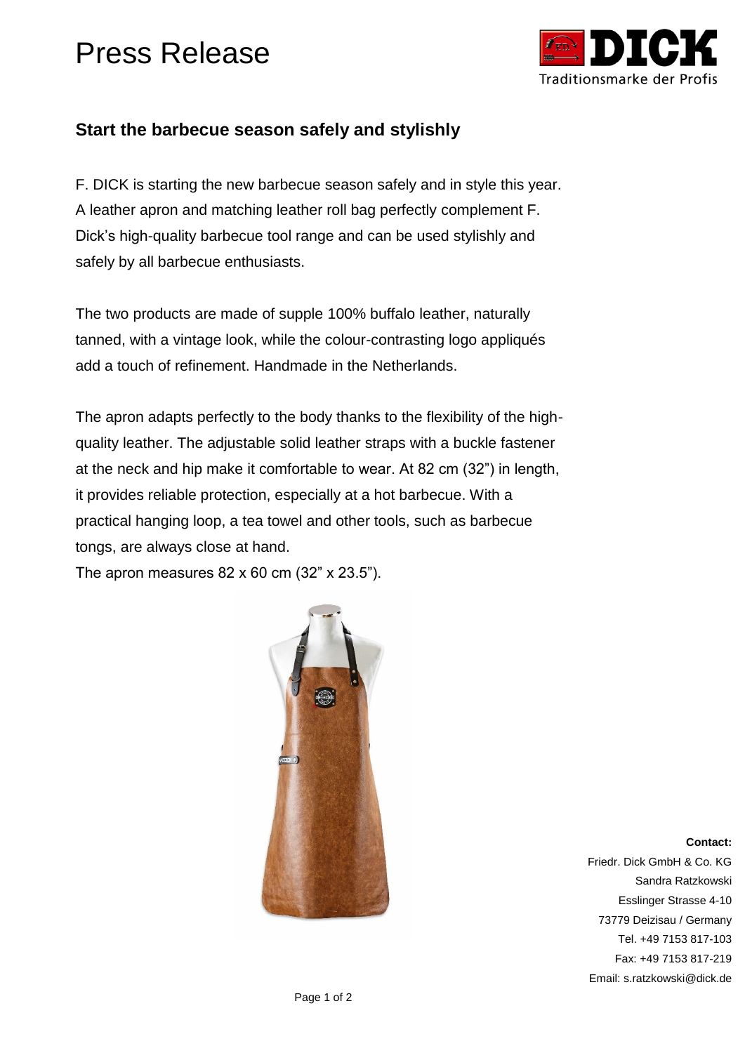# Press Release

## Start the barbecue season safely and stylishly

F. DICK is starting the new barbecue season safely and in style this year. A leather apron and matching leather roll bag perfectly complement F. Dick's high-quality barbecue tool range and can be used stylishly and safely by all barbecue enthusiasts.

The two products are made of supple 100% buffalo leather, naturally tanned, with a vintage look, while the colour-contrasting logo appliqués add a touch of refinement. Handmade in the Netherlands.

The apron adapts perfectly to the body thanks to the flexibility of the high-quality leather. The adjustable solid leather straps with a buckle fastener at the neck and hip make it comfortable to wear. At 82 cm (32") in length, it provides reliable protection, especially at a hot barbecue. With a practical hanging loop, a tea towel and other tools, such as barbecue tongs, are always close at hand.

The apron measures 82 x 60 cm (32" x 23.5").

**Contact:**
Friedr. Dick GmbH & Co. KG
Sandra Ratzkowski
Esslinger Strasse 4-10
73779 Deizisau / Germany
Tel. +49 7153 817-103
Fax: +49 7153 817-219
Email: s.ratzkowski@dick.de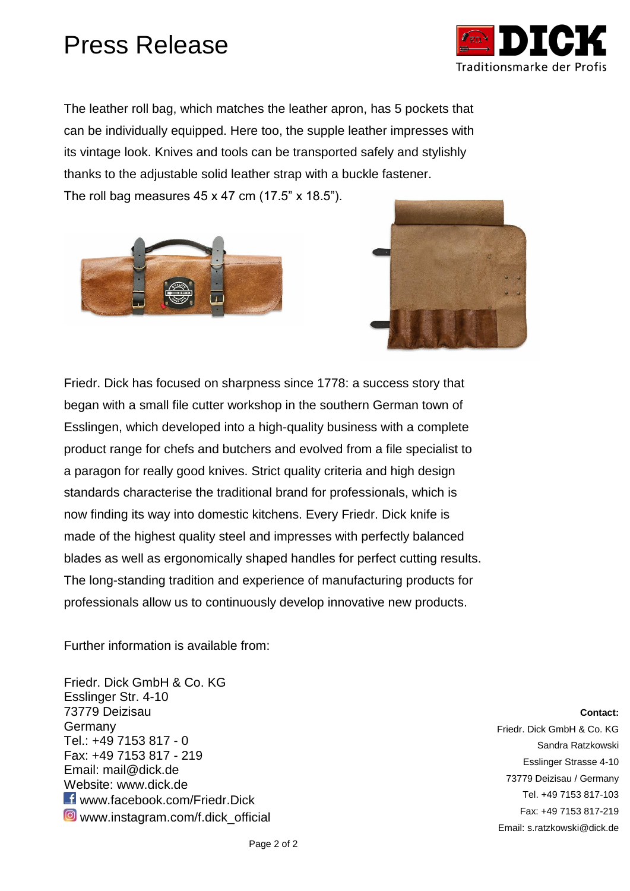# Press Release

The leather roll bag, which matches the leather apron, has 5 pockets that can be individually equipped. Here too, the supple leather impresses with its vintage look. Knives and tools can be transported safely and stylishly thanks to the adjustable solid leather strap with a buckle fastener.
The roll bag measures 45 x 47 cm (17.5" x 18.5").

Friedr. Dick has focused on sharpness since 1778: a success story that began with a small file cutter workshop in the southern German town of Esslingen, which developed into a high-quality business with a complete product range for chefs and butchers and evolved from a file specialist to a paragon for really good knives. Strict quality criteria and high design standards characterise the traditional brand for professionals, which is now finding its way into domestic kitchens. Every Friedr. Dick knife is made of the highest quality steel and impresses with perfectly balanced blades as well as ergonomically shaped handles for perfect cutting results. The long-standing tradition and experience of manufacturing products for professionals allow us to continuously develop innovative new products.

Further information is available from:

Friedr. Dick GmbH & Co. KG
Esslinger Str. 4-10
73779 Deizisau
Germany
Tel.: +49 7153 817 - 0
Fax: +49 7153 817 - 219
Email: mail@dick.de
Website: www.dick.de
www.facebook.com/Friedr.Dick
www.instagram.com/f.dick_official

**Contact:**
Friedr. Dick GmbH & Co. KG
Sandra Ratzkowski
Esslinger Strasse 4-10
73779 Deizisau / Germany
Tel. +49 7153 817-103
Fax: +49 7153 817-219
Email: s.ratzkowski@dick.de